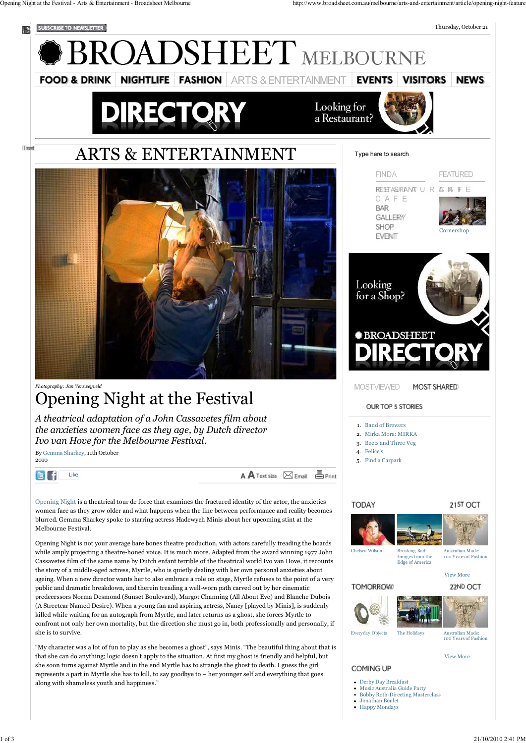# Opening Night at the Festival

Photography: Jan Versweyveld

*A theatrical adaptation of a John Cassavetes film about the anxieties women face as they age, by Dutch director Ivo van Hove for the Melbourne Festival.*

By Gemma Sharkey, 11th October 2010

Opening Night is a theatrical tour de force that examines the fractured identity of the actor, the anxieties women face as they grow older and what happens when the line between performance and reality becomes blurred. Gemma Sharkey spoke to starring actress Hadewych Minis about her upcoming stint at the Melbourne Festival.

Opening Night is not your average bare bones theatre production, with actors carefully treading the boards while amply projecting a theatre-honed voice. It is much more. Adapted from the award winning 1977 John Cassavetes film of the same name by Dutch enfant terrible of the theatrical world Ivo van Hove, it recounts the story of a middle-aged actress, Myrtle, who is quietly dealing with her own personal anxieties about ageing. When a new director wants her to also embrace a role on stage, Myrtle refuses to the point of a very public and dramatic breakdown, and therein treading a well-worn path carved out by her cinematic predecessors Norma Desmond (Sunset Boulevard), Margot Channing (All About Eve) and Blanche Dubois (A Streetcar Named Desire). When a young fan and aspiring actress, Nancy [played by Minis], is suddenly killed while waiting for an autograph from Myrtle, and later returns as a ghost, she forces Myrtle to confront not only her own mortality, but the direction she must go in, both professionally and personally, if she is to survive.

"My character was a lot of fun to play as she becomes a ghost", says Minis. "The beautiful thing about that is that she can do anything; logic doesn't apply to the situation. At first my ghost is friendly and helpful, but she soon turns against Myrtle and in the end Myrtle has to strangle the ghost to death. I guess the girl represents a part in Myrtle she has to kill, to say goodbye to – her younger self and everything that goes along with shameless youth and happiness."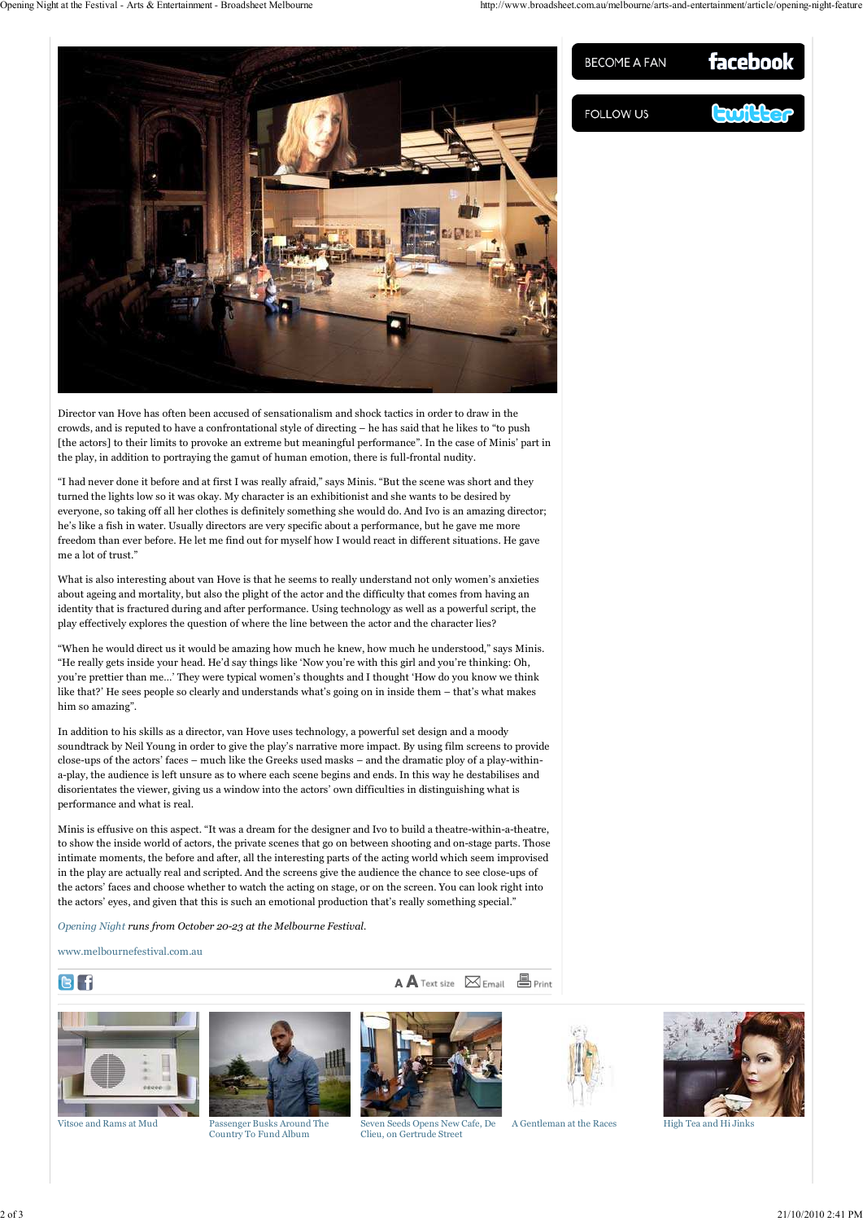Director van Hove has often been accused of sensationalism and shock tactics in order to draw in the crowds, and is reputed to have a confrontational style of directing – he has said that he likes to "to push [the actors] to their limits to provoke an extreme but meaningful performance". In the case of Minis' part in the play, in addition to portraying the gamut of human emotion, there is full-frontal nudity.

"I had never done it before and at first I was really afraid," says Minis. "But the scene was short and they turned the lights low so it was okay. My character is an exhibitionist and she wants to be desired by everyone, so taking off all her clothes is definitely something she would do. And Ivo is an amazing director; he's like a fish in water. Usually directors are very specific about a performance, but he gave me more freedom than ever before. He let me find out for myself how I would react in different situations. He gave me a lot of trust."

What is also interesting about van Hove is that he seems to really understand not only women's anxieties about ageing and mortality, but also the plight of the actor and the difficulty that comes from having an identity that is fractured during and after performance. Using technology as well as a powerful script, the play effectively explores the question of where the line between the actor and the character lies?

"When he would direct us it would be amazing how much he knew, how much he understood," says Minis. "He really gets inside your head. He'd say things like 'Now you're with this girl and you're thinking: Oh, you're prettier than me…' They were typical women's thoughts and I thought 'How do you know we think like that?' He sees people so clearly and understands what's going on in inside them – that's what makes him so amazing".

In addition to his skills as a director, van Hove uses technology, a powerful set design and a moody soundtrack by Neil Young in order to give the play's narrative more impact. By using film screens to provide close-ups of the actors' faces – much like the Greeks used masks – and the dramatic ploy of a play-within-a-play, the audience is left unsure as to where each scene begins and ends. In this way he destabilises and disorientates the viewer, giving us a window into the actors' own difficulties in distinguishing what is performance and what is real.

Minis is effusive on this aspect. "It was a dream for the designer and Ivo to build a theatre-within-a-theatre, to show the inside world of actors, the private scenes that go on between shooting and on-stage parts. Those intimate moments, the before and after, all the interesting parts of the acting world which seem improvised in the play are actually real and scripted. And the screens give the audience the chance to see close-ups of the actors' faces and choose whether to watch the acting on stage, or on the screen. You can look right into the actors' eyes, and given that this is such an emotional production that's really something special."

*Opening Night runs from October 20-23 at the Melbourne Festival.*

www.melbournefestival.com.au

Vitsoe and Rams at Mud

Passenger Busks Around The Country To Fund Album

Seven Seeds Opens New Cafe, De Clieu, on Gertrude Street

A Gentleman at the Races

High Tea and Hi Jinks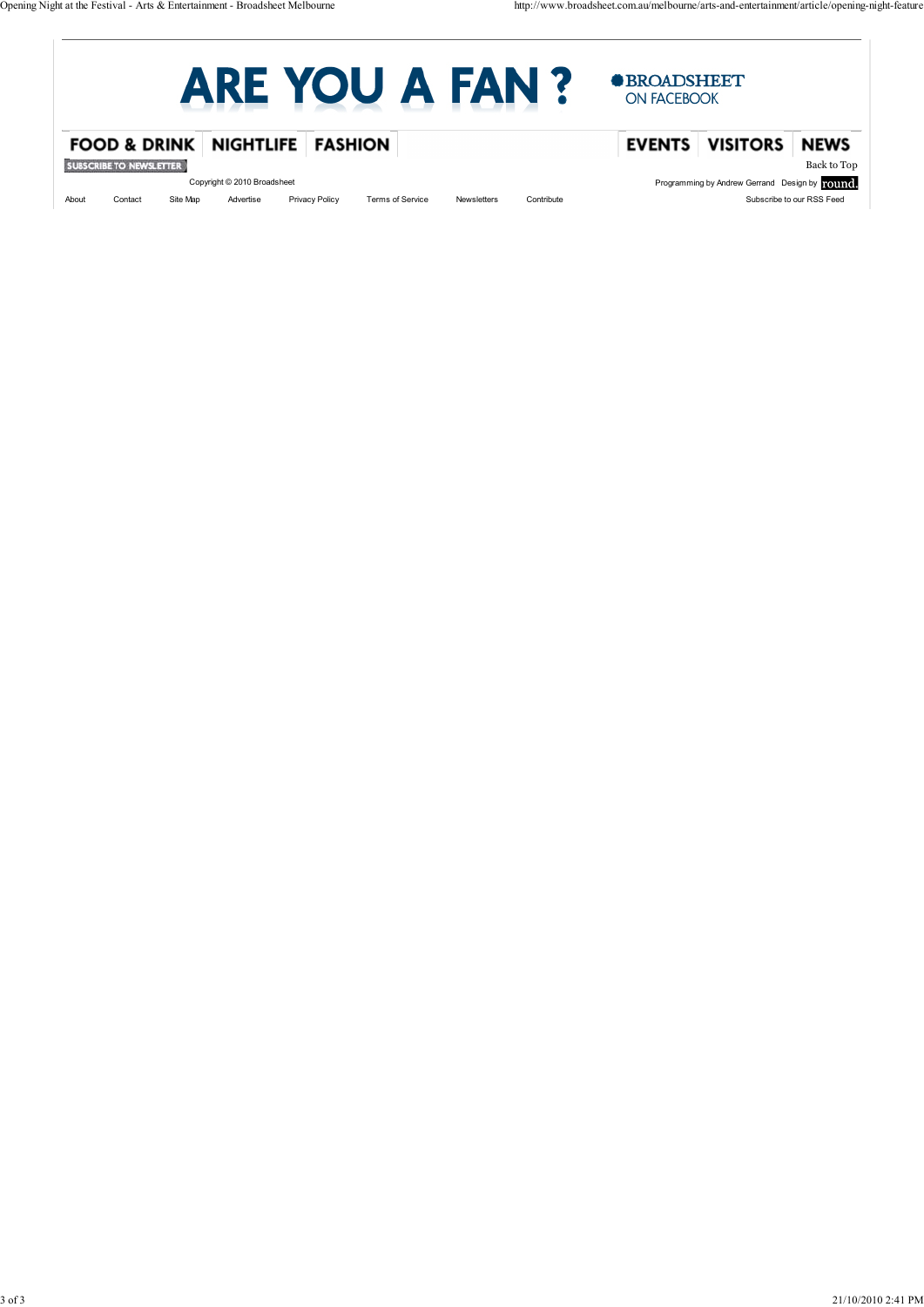ARE YOU A FAN ? BROADSHEET ON FACEBOOK

FOOD & DRINK NIGHTLIFE FASHION EVENTS VISITORS NEWS

SUBSCRIBE TO NEWSLETTER

Back to Top

Copyright © 2010 Broadsheet

Programming by Andrew Gerrand Design by round.

About Contact Site Map Advertise Privacy Policy Terms of Service Newsletters Contribute

Subscribe to our RSS Feed